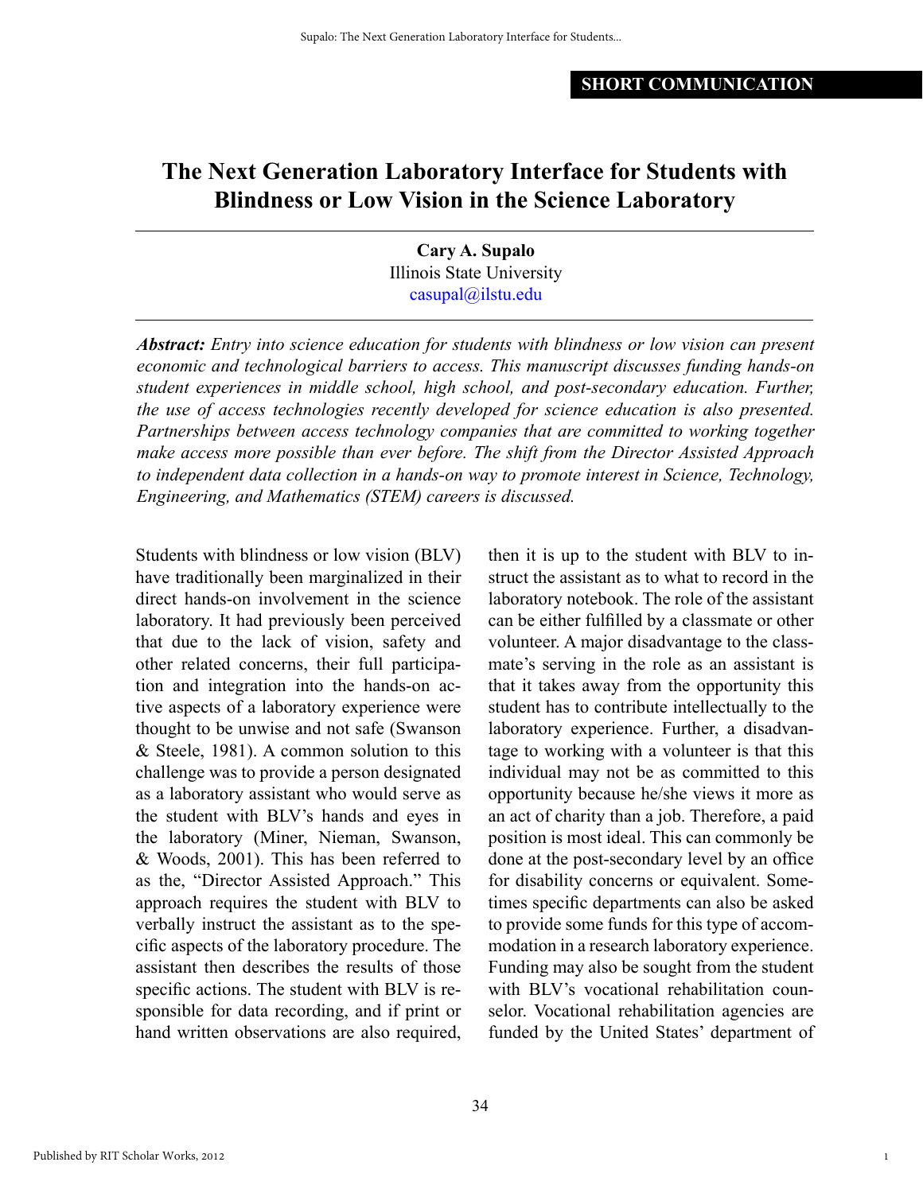SHORT COMMUNICATION

# The Next Generation Laboratory Interface for Students with Blindness or Low Vision in the Science Laboratory

**Cary A. Supalo**
Illinois State University
casupal@ilstu.edu

***Abstract:*** *Entry into science education for students with blindness or low vision can present economic and technological barriers to access. This manuscript discusses funding hands-on student experiences in middle school, high school, and post-secondary education. Further, the use of access technologies recently developed for science education is also presented. Partnerships between access technology companies that are committed to working together make access more possible than ever before. The shift from the Director Assisted Approach to independent data collection in a hands-on way to promote interest in Science, Technology, Engineering, and Mathematics (STEM) careers is discussed.*

Students with blindness or low vision (BLV) have traditionally been marginalized in their direct hands-on involvement in the science laboratory. It had previously been perceived that due to the lack of vision, safety and other related concerns, their full participation and integration into the hands-on active aspects of a laboratory experience were thought to be unwise and not safe (Swanson & Steele, 1981). A common solution to this challenge was to provide a person designated as a laboratory assistant who would serve as the student with BLV's hands and eyes in the laboratory (Miner, Nieman, Swanson, & Woods, 2001). This has been referred to as the, "Director Assisted Approach." This approach requires the student with BLV to verbally instruct the assistant as to the specific aspects of the laboratory procedure. The assistant then describes the results of those specific actions. The student with BLV is responsible for data recording, and if print or hand written observations are also required, then it is up to the student with BLV to instruct the assistant as to what to record in the laboratory notebook. The role of the assistant can be either fulfilled by a classmate or other volunteer. A major disadvantage to the classmate's serving in the role as an assistant is that it takes away from the opportunity this student has to contribute intellectually to the laboratory experience. Further, a disadvantage to working with a volunteer is that this individual may not be as committed to this opportunity because he/she views it more as an act of charity than a job. Therefore, a paid position is most ideal. This can commonly be done at the post-secondary level by an office for disability concerns or equivalent. Sometimes specific departments can also be asked to provide some funds for this type of accommodation in a research laboratory experience. Funding may also be sought from the student with BLV's vocational rehabilitation counselor. Vocational rehabilitation agencies are funded by the United States' department of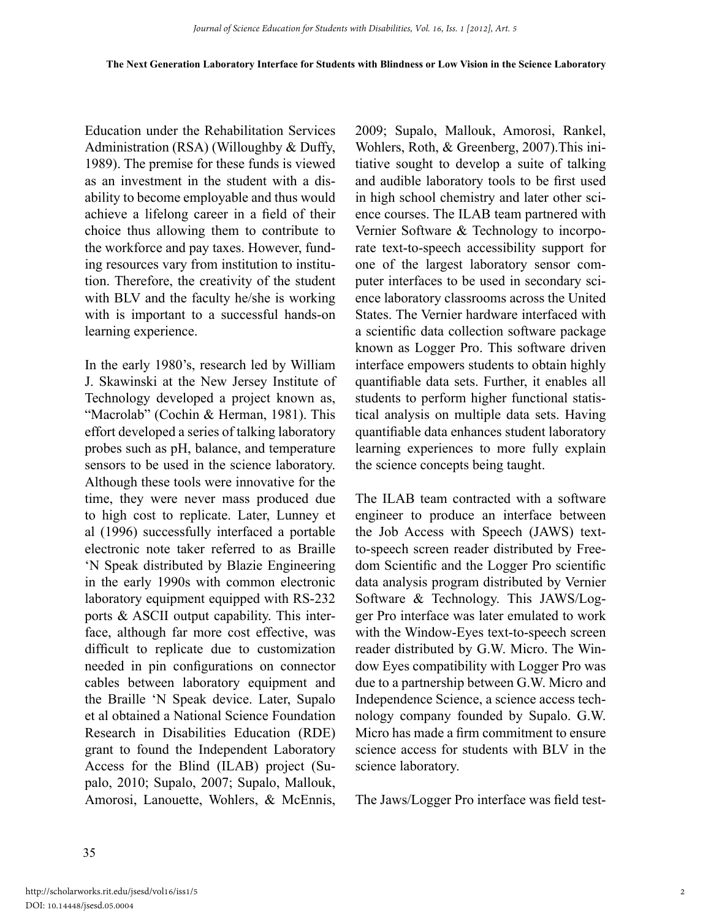Education under the Rehabilitation Services Administration (RSA) (Willoughby & Duffy, 1989). The premise for these funds is viewed as an investment in the student with a disability to become employable and thus would achieve a lifelong career in a field of their choice thus allowing them to contribute to the workforce and pay taxes. However, funding resources vary from institution to institution. Therefore, the creativity of the student with BLV and the faculty he/she is working with is important to a successful hands-on learning experience.

In the early 1980's, research led by William J. Skawinski at the New Jersey Institute of Technology developed a project known as, "Macrolab" (Cochin & Herman, 1981). This effort developed a series of talking laboratory probes such as pH, balance, and temperature sensors to be used in the science laboratory. Although these tools were innovative for the time, they were never mass produced due to high cost to replicate. Later, Lunney et al (1996) successfully interfaced a portable electronic note taker referred to as Braille 'N Speak distributed by Blazie Engineering in the early 1990s with common electronic laboratory equipment equipped with RS-232 ports & ASCII output capability. This interface, although far more cost effective, was difficult to replicate due to customization needed in pin configurations on connector cables between laboratory equipment and the Braille 'N Speak device. Later, Supalo et al obtained a National Science Foundation Research in Disabilities Education (RDE) grant to found the Independent Laboratory Access for the Blind (ILAB) project (Supalo, 2010; Supalo, 2007; Supalo, Mallouk, Amorosi, Lanouette, Wohlers, & McEnnis, 2009; Supalo, Mallouk, Amorosi, Rankel, Wohlers, Roth, & Greenberg, 2007).This initiative sought to develop a suite of talking and audible laboratory tools to be first used in high school chemistry and later other science courses. The ILAB team partnered with Vernier Software & Technology to incorporate text-to-speech accessibility support for one of the largest laboratory sensor computer interfaces to be used in secondary science laboratory classrooms across the United States. The Vernier hardware interfaced with a scientific data collection software package known as Logger Pro. This software driven interface empowers students to obtain highly quantifiable data sets. Further, it enables all students to perform higher functional statistical analysis on multiple data sets. Having quantifiable data enhances student laboratory learning experiences to more fully explain the science concepts being taught.

The ILAB team contracted with a software engineer to produce an interface between the Job Access with Speech (JAWS) text-to-speech screen reader distributed by Freedom Scientific and the Logger Pro scientific data analysis program distributed by Vernier Software & Technology. This JAWS/Logger Pro interface was later emulated to work with the Window-Eyes text-to-speech screen reader distributed by G.W. Micro. The Window Eyes compatibility with Logger Pro was due to a partnership between G.W. Micro and Independence Science, a science access technology company founded by Supalo. G.W. Micro has made a firm commitment to ensure science access for students with BLV in the science laboratory.

The Jaws/Logger Pro interface was field test-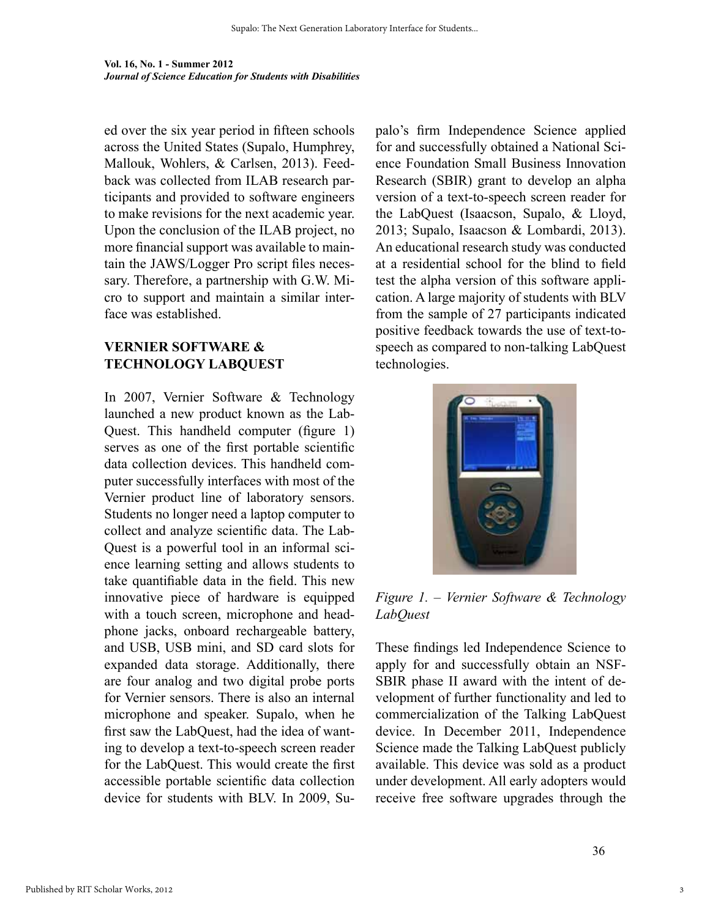ed over the six year period in fifteen schools across the United States (Supalo, Humphrey, Mallouk, Wohlers, & Carlsen, 2013). Feedback was collected from ILAB research participants and provided to software engineers to make revisions for the next academic year. Upon the conclusion of the ILAB project, no more financial support was available to maintain the JAWS/Logger Pro script files necessary. Therefore, a partnership with G.W. Micro to support and maintain a similar interface was established.

## VERNIER SOFTWARE & TECHNOLOGY LABQUEST

In 2007, Vernier Software & Technology launched a new product known as the LabQuest. This handheld computer (figure 1) serves as one of the first portable scientific data collection devices. This handheld computer successfully interfaces with most of the Vernier product line of laboratory sensors. Students no longer need a laptop computer to collect and analyze scientific data. The LabQuest is a powerful tool in an informal science learning setting and allows students to take quantifiable data in the field. This new innovative piece of hardware is equipped with a touch screen, microphone and headphone jacks, onboard rechargeable battery, and USB, USB mini, and SD card slots for expanded data storage. Additionally, there are four analog and two digital probe ports for Vernier sensors. There is also an internal microphone and speaker. Supalo, when he first saw the LabQuest, had the idea of wanting to develop a text-to-speech screen reader for the LabQuest. This would create the first accessible portable scientific data collection device for students with BLV. In 2009, Supalo's firm Independence Science applied for and successfully obtained a National Science Foundation Small Business Innovation Research (SBIR) grant to develop an alpha version of a text-to-speech screen reader for the LabQuest (Isaacson, Supalo, & Lloyd, 2013; Supalo, Isaacson & Lombardi, 2013). An educational research study was conducted at a residential school for the blind to field test the alpha version of this software application. A large majority of students with BLV from the sample of 27 participants indicated positive feedback towards the use of text-to-speech as compared to non-talking LabQuest technologies.

*Figure 1. – Vernier Software & Technology LabQuest*

These findings led Independence Science to apply for and successfully obtain an NSF-SBIR phase II award with the intent of development of further functionality and led to commercialization of the Talking LabQuest device. In December 2011, Independence Science made the Talking LabQuest publicly available. This device was sold as a product under development. All early adopters would receive free software upgrades through the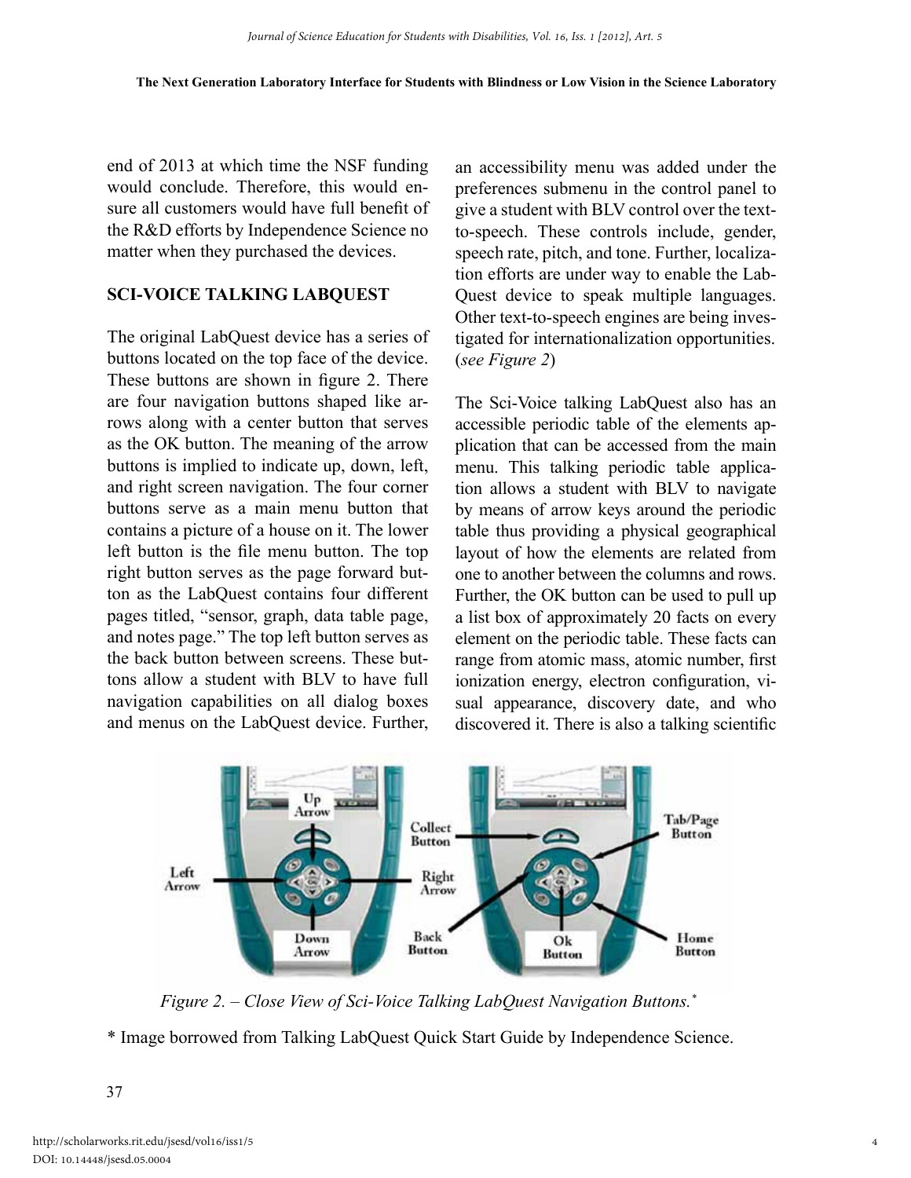end of 2013 at which time the NSF funding would conclude. Therefore, this would ensure all customers would have full benefit of the R&D efforts by Independence Science no matter when they purchased the devices.

## SCI-VOICE TALKING LABQUEST

The original LabQuest device has a series of buttons located on the top face of the device. These buttons are shown in figure 2. There are four navigation buttons shaped like arrows along with a center button that serves as the OK button. The meaning of the arrow buttons is implied to indicate up, down, left, and right screen navigation. The four corner buttons serve as a main menu button that contains a picture of a house on it. The lower left button is the file menu button. The top right button serves as the page forward button as the LabQuest contains four different pages titled, "sensor, graph, data table page, and notes page." The top left button serves as the back button between screens. These buttons allow a student with BLV to have full navigation capabilities on all dialog boxes and menus on the LabQuest device. Further, an accessibility menu was added under the preferences submenu in the control panel to give a student with BLV control over the text-to-speech. These controls include, gender, speech rate, pitch, and tone. Further, localization efforts are under way to enable the LabQuest device to speak multiple languages. Other text-to-speech engines are being investigated for internationalization opportunities. (*see Figure 2*)

The Sci-Voice talking LabQuest also has an accessible periodic table of the elements application that can be accessed from the main menu. This talking periodic table application allows a student with BLV to navigate by means of arrow keys around the periodic table thus providing a physical geographical layout of how the elements are related from one to another between the columns and rows. Further, the OK button can be used to pull up a list box of approximately 20 facts on every element on the periodic table. These facts can range from atomic mass, atomic number, first ionization energy, electron configuration, visual appearance, discovery date, and who discovered it. There is also a talking scientific

*Figure 2. – Close View of Sci-Voice Talking LabQuest Navigation Buttons.**

\* Image borrowed from Talking LabQuest Quick Start Guide by Independence Science.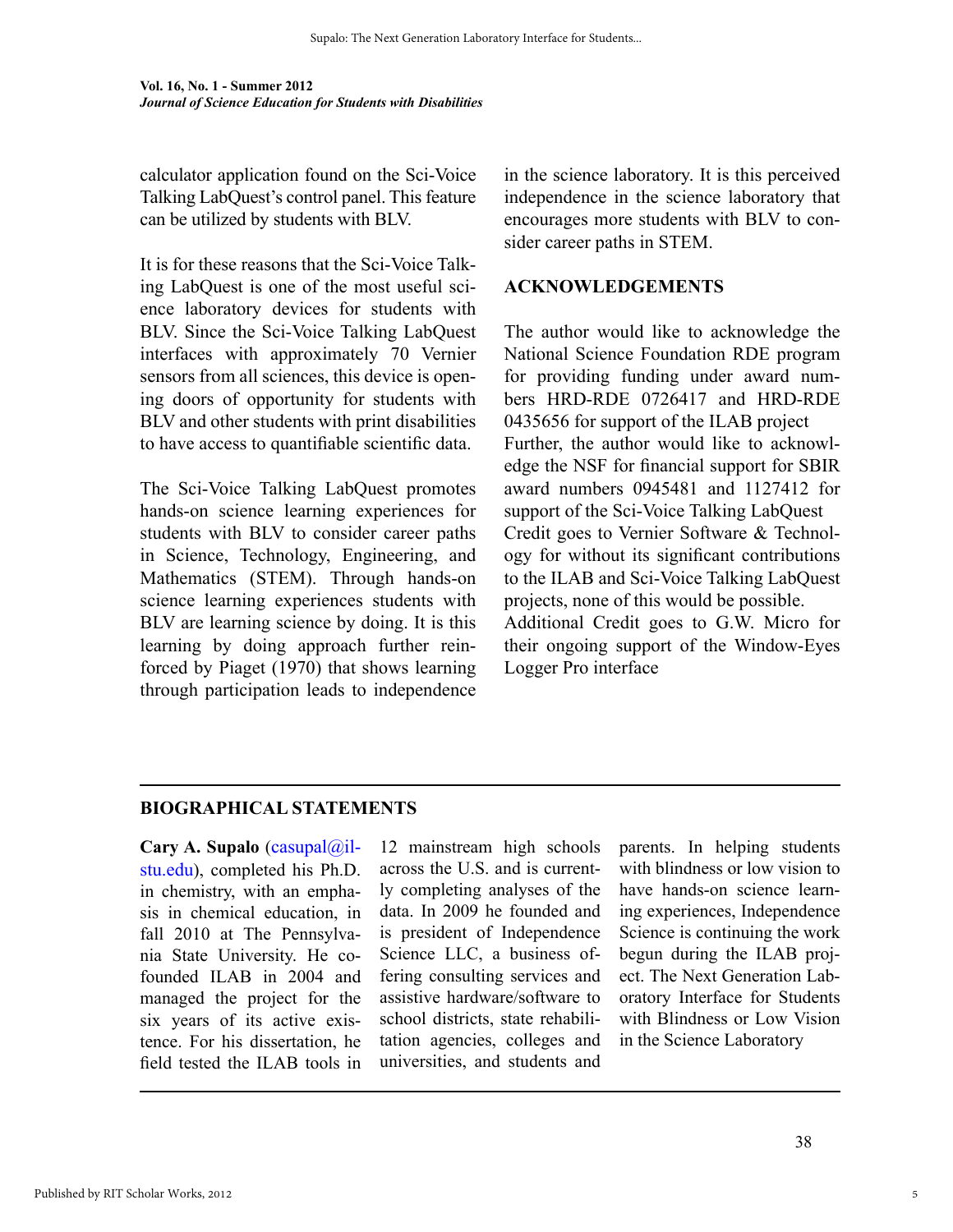calculator application found on the Sci-Voice Talking LabQuest's control panel. This feature can be utilized by students with BLV.

It is for these reasons that the Sci-Voice Talking LabQuest is one of the most useful science laboratory devices for students with BLV. Since the Sci-Voice Talking LabQuest interfaces with approximately 70 Vernier sensors from all sciences, this device is opening doors of opportunity for students with BLV and other students with print disabilities to have access to quantifiable scientific data.

The Sci-Voice Talking LabQuest promotes hands-on science learning experiences for students with BLV to consider career paths in Science, Technology, Engineering, and Mathematics (STEM). Through hands-on science learning experiences students with BLV are learning science by doing. It is this learning by doing approach further reinforced by Piaget (1970) that shows learning through participation leads to independence in the science laboratory. It is this perceived independence in the science laboratory that encourages more students with BLV to consider career paths in STEM.

## ACKNOWLEDGEMENTS

The author would like to acknowledge the National Science Foundation RDE program for providing funding under award numbers HRD-RDE 0726417 and HRD-RDE 0435656 for support of the ILAB project Further, the author would like to acknowledge the NSF for financial support for SBIR award numbers 0945481 and 1127412 for support of the Sci-Voice Talking LabQuest Credit goes to Vernier Software & Technology for without its significant contributions to the ILAB and Sci-Voice Talking LabQuest projects, none of this would be possible. Additional Credit goes to G.W. Micro for their ongoing support of the Window-Eyes Logger Pro interface

## BIOGRAPHICAL STATEMENTS

**Cary A. Supalo** (casupal@ilstu.edu), completed his Ph.D. in chemistry, with an emphasis in chemical education, in fall 2010 at The Pennsylvania State University. He cofounded ILAB in 2004 and managed the project for the six years of its active existence. For his dissertation, he field tested the ILAB tools in 12 mainstream high schools across the U.S. and is currently completing analyses of the data. In 2009 he founded and is president of Independence Science LLC, a business offering consulting services and assistive hardware/software to school districts, state rehabilitation agencies, colleges and universities, and students and parents. In helping students with blindness or low vision to have hands-on science learning experiences, Independence Science is continuing the work begun during the ILAB project. The Next Generation Laboratory Interface for Students with Blindness or Low Vision in the Science Laboratory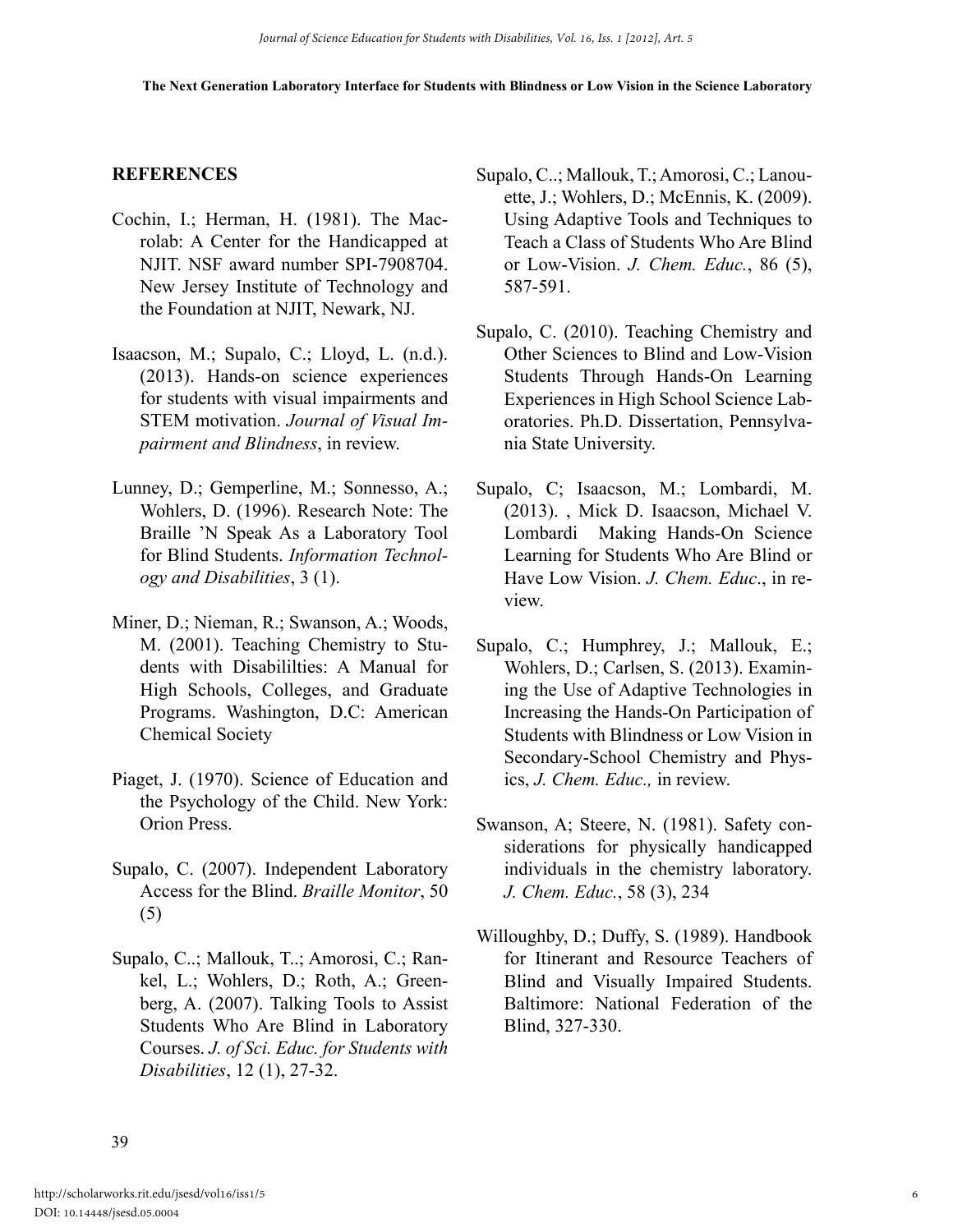## REFERENCES

Cochin, I.; Herman, H. (1981). The Macrolab: A Center for the Handicapped at NJIT. NSF award number SPI-7908704. New Jersey Institute of Technology and the Foundation at NJIT, Newark, NJ.

Isaacson, M.; Supalo, C.; Lloyd, L. (n.d.). (2013). Hands-on science experiences for students with visual impairments and STEM motivation. *Journal of Visual Impairment and Blindness*, in review.

Lunney, D.; Gemperline, M.; Sonnesso, A.; Wohlers, D. (1996). Research Note: The Braille 'N Speak As a Laboratory Tool for Blind Students. *Information Technology and Disabilities*, 3 (1).

Miner, D.; Nieman, R.; Swanson, A.; Woods, M. (2001). Teaching Chemistry to Students with Disabililties: A Manual for High Schools, Colleges, and Graduate Programs. Washington, D.C: American Chemical Society

Piaget, J. (1970). Science of Education and the Psychology of the Child. New York: Orion Press.

Supalo, C. (2007). Independent Laboratory Access for the Blind. *Braille Monitor*, 50 (5)

Supalo, C..; Mallouk, T..; Amorosi, C.; Rankel, L.; Wohlers, D.; Roth, A.; Greenberg, A. (2007). Talking Tools to Assist Students Who Are Blind in Laboratory Courses. *J. of Sci. Educ. for Students with Disabilities*, 12 (1), 27-32.

Supalo, C..; Mallouk, T.; Amorosi, C.; Lanouette, J.; Wohlers, D.; McEnnis, K. (2009). Using Adaptive Tools and Techniques to Teach a Class of Students Who Are Blind or Low-Vision. *J. Chem. Educ.*, 86 (5), 587-591.

Supalo, C. (2010). Teaching Chemistry and Other Sciences to Blind and Low-Vision Students Through Hands-On Learning Experiences in High School Science Laboratories. Ph.D. Dissertation, Pennsylvania State University.

Supalo, C; Isaacson, M.; Lombardi, M. (2013). , Mick D. Isaacson, Michael V. Lombardi Making Hands-On Science Learning for Students Who Are Blind or Have Low Vision. *J. Chem. Educ*., in review.

Supalo, C.; Humphrey, J.; Mallouk, E.; Wohlers, D.; Carlsen, S. (2013). Examining the Use of Adaptive Technologies in Increasing the Hands-On Participation of Students with Blindness or Low Vision in Secondary-School Chemistry and Physics, *J. Chem. Educ.,* in review.

Swanson, A; Steere, N. (1981). Safety considerations for physically handicapped individuals in the chemistry laboratory. *J. Chem. Educ.*, 58 (3), 234

Willoughby, D.; Duffy, S. (1989). Handbook for Itinerant and Resource Teachers of Blind and Visually Impaired Students. Baltimore: National Federation of the Blind, 327-330.